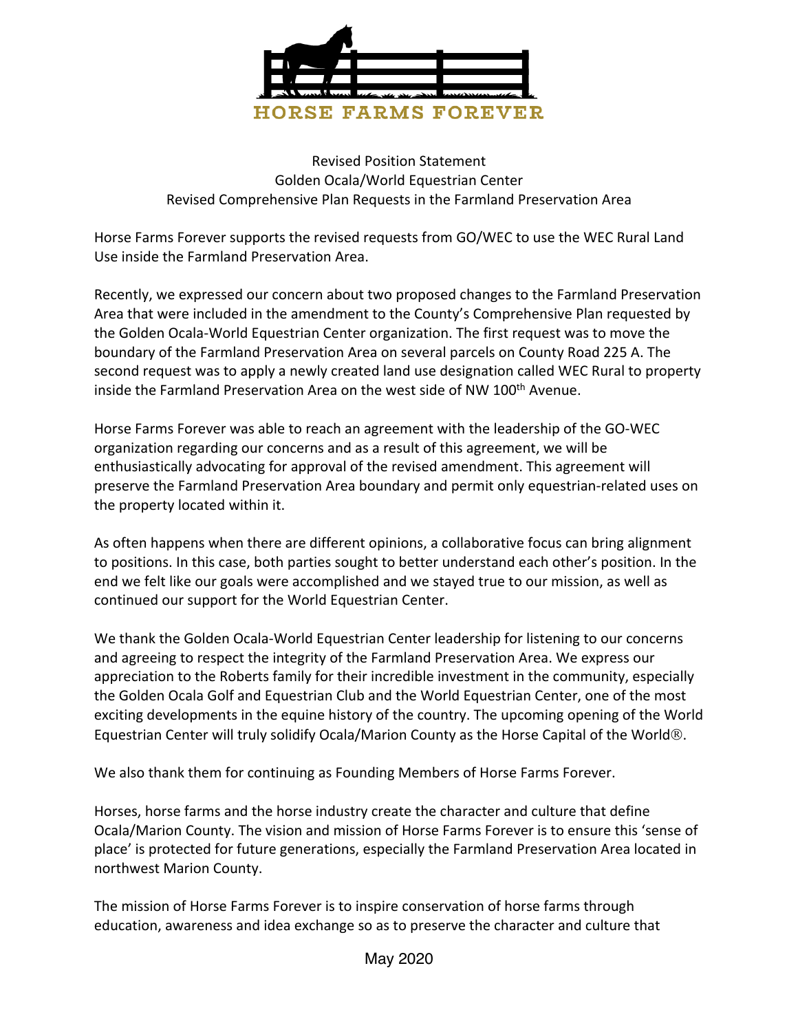HORSE FARMS FOREVER

Revised Position Statement
Golden Ocala/World Equestrian Center
Revised Comprehensive Plan Requests in the Farmland Preservation Area

Horse Farms Forever supports the revised requests from GO/WEC to use the WEC Rural Land Use inside the Farmland Preservation Area.

Recently, we expressed our concern about two proposed changes to the Farmland Preservation Area that were included in the amendment to the County's Comprehensive Plan requested by the Golden Ocala-World Equestrian Center organization. The first request was to move the boundary of the Farmland Preservation Area on several parcels on County Road 225 A. The second request was to apply a newly created land use designation called WEC Rural to property inside the Farmland Preservation Area on the west side of NW 100th Avenue.

Horse Farms Forever was able to reach an agreement with the leadership of the GO-WEC organization regarding our concerns and as a result of this agreement, we will be enthusiastically advocating for approval of the revised amendment. This agreement will preserve the Farmland Preservation Area boundary and permit only equestrian-related uses on the property located within it.

As often happens when there are different opinions, a collaborative focus can bring alignment to positions. In this case, both parties sought to better understand each other's position. In the end we felt like our goals were accomplished and we stayed true to our mission, as well as continued our support for the World Equestrian Center.

We thank the Golden Ocala-World Equestrian Center leadership for listening to our concerns and agreeing to respect the integrity of the Farmland Preservation Area. We express our appreciation to the Roberts family for their incredible investment in the community, especially the Golden Ocala Golf and Equestrian Club and the World Equestrian Center, one of the most exciting developments in the equine history of the country. The upcoming opening of the World Equestrian Center will truly solidify Ocala/Marion County as the Horse Capital of the World®.

We also thank them for continuing as Founding Members of Horse Farms Forever.

Horses, horse farms and the horse industry create the character and culture that define Ocala/Marion County. The vision and mission of Horse Farms Forever is to ensure this 'sense of place' is protected for future generations, especially the Farmland Preservation Area located in northwest Marion County.

The mission of Horse Farms Forever is to inspire conservation of horse farms through education, awareness and idea exchange so as to preserve the character and culture that

May 2020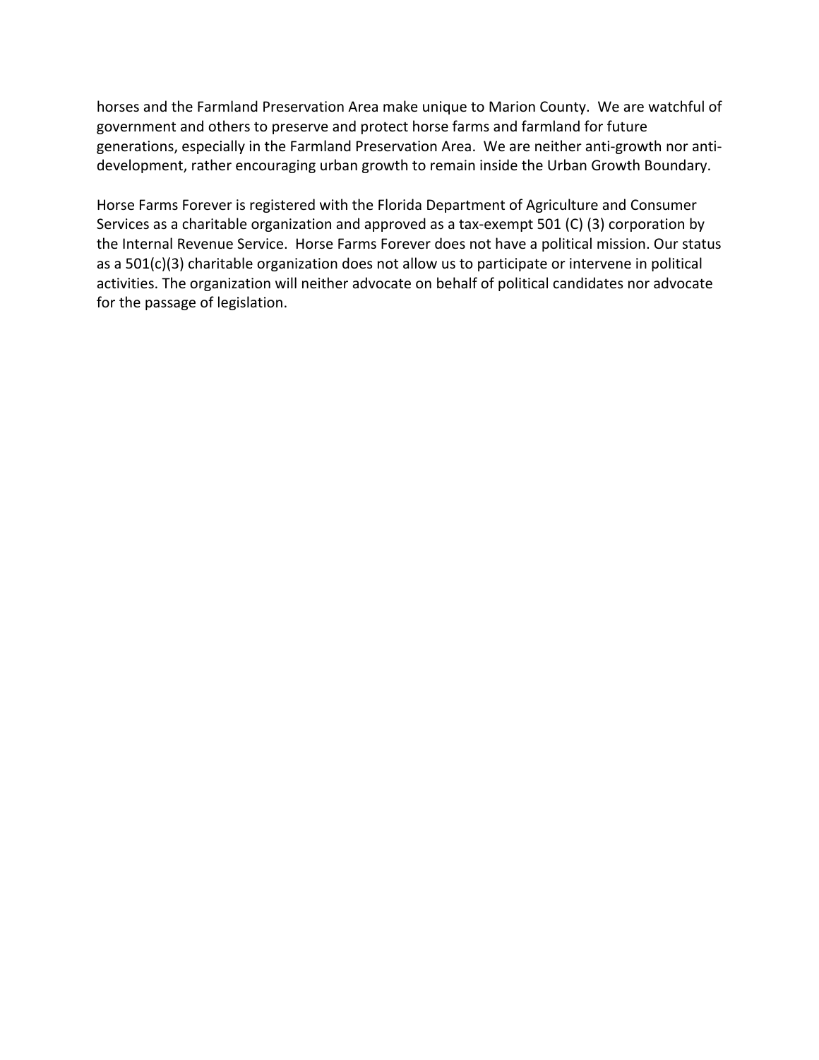horses and the Farmland Preservation Area make unique to Marion County. We are watchful of government and others to preserve and protect horse farms and farmland for future generations, especially in the Farmland Preservation Area. We are neither anti-growth nor anti-development, rather encouraging urban growth to remain inside the Urban Growth Boundary.

Horse Farms Forever is registered with the Florida Department of Agriculture and Consumer Services as a charitable organization and approved as a tax-exempt 501 (C) (3) corporation by the Internal Revenue Service. Horse Farms Forever does not have a political mission. Our status as a 501(c)(3) charitable organization does not allow us to participate or intervene in political activities. The organization will neither advocate on behalf of political candidates nor advocate for the passage of legislation.